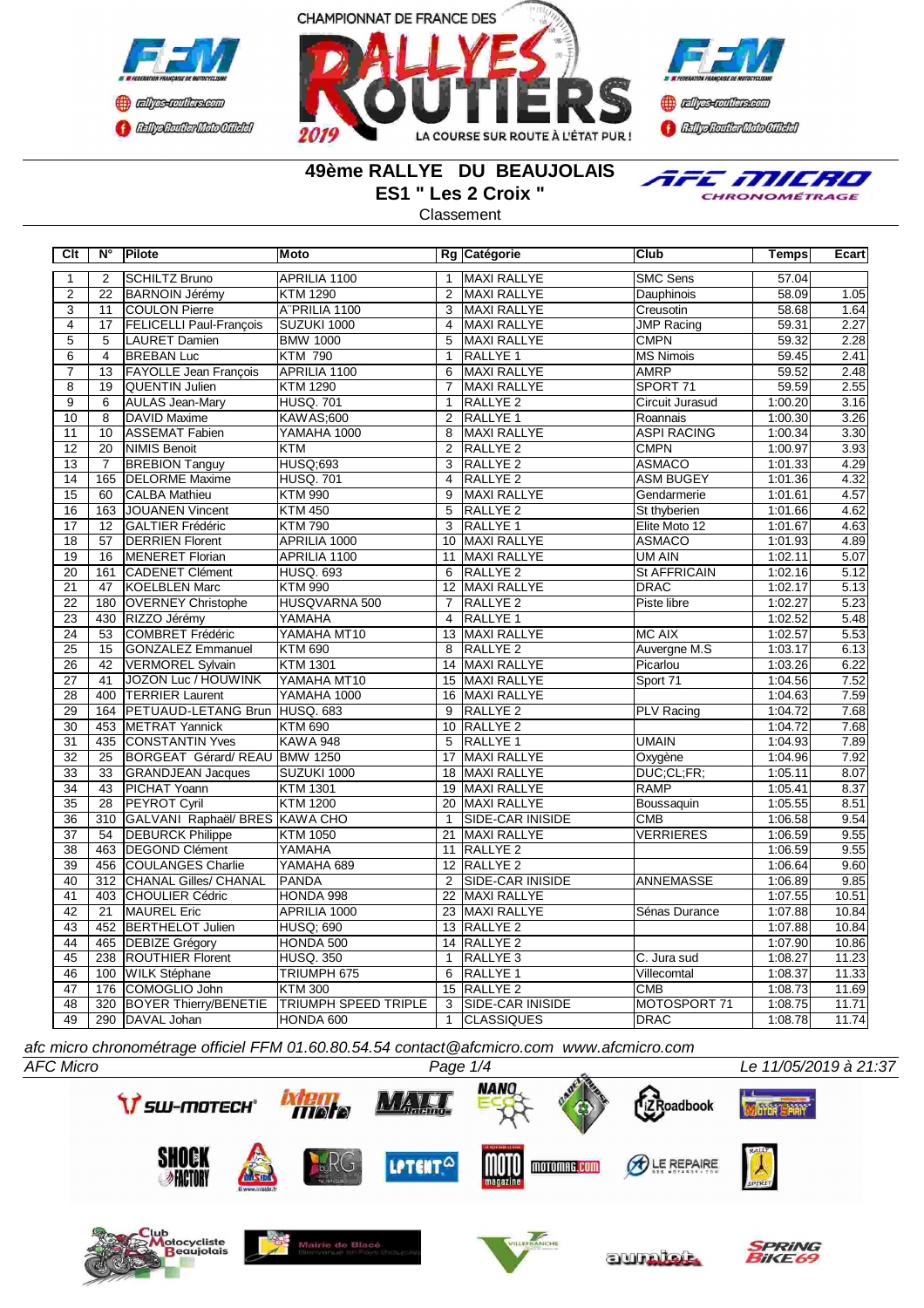CHAMPIONNAT DE FRANCE DES RALLYES ROUTIERS 2019

LA COURSE SUR ROUTE À L'ÉTAT PUR !

# 49ème RALLYE DU BEAUJOLAIS

## ES1 " Les 2 Croix "

Classement

| Clt | N° | Pilote | Moto | Rg | Catégorie | Club | Temps | Ecart |
|---|---|---|---|---|---|---|---|---|
| 1 | 2 | SCHILTZ Bruno | APRILIA 1100 | 1 | MAXI RALLYE | SMC Sens | 57.04 | |
| 2 | 22 | BARNOIN Jérémy | KTM 1290 | 2 | MAXI RALLYE | Dauphinois | 58.09 | 1.05 |
| 3 | 11 | COULON Pierre | A`PRILIA 1100 | 3 | MAXI RALLYE | Creusotin | 58.68 | 1.64 |
| 4 | 17 | FELICELLI Paul-François | SUZUKI 1000 | 4 | MAXI RALLYE | JMP Racing | 59.31 | 2.27 |
| 5 | 5 | LAURET Damien | BMW 1000 | 5 | MAXI RALLYE | CMPN | 59.32 | 2.28 |
| 6 | 4 | BREBAN Luc | KTM 790 | 1 | RALLYE 1 | MS Nimois | 59.45 | 2.41 |
| 7 | 13 | FAYOLLE Jean François | APRILIA 1100 | 6 | MAXI RALLYE | AMRP | 59.52 | 2.48 |
| 8 | 19 | QUENTIN Julien | KTM 1290 | 7 | MAXI RALLYE | SPORT 71 | 59.59 | 2.55 |
| 9 | 6 | AULAS Jean-Mary | HUSQ. 701 | 1 | RALLYE 2 | Circuit Jurasud | 1:00.20 | 3.16 |
| 10 | 8 | DAVID Maxime | KAWAS;600 | 2 | RALLYE 1 | Roannais | 1:00.30 | 3.26 |
| 11 | 10 | ASSEMAT Fabien | YAMAHA 1000 | 8 | MAXI RALLYE | ASPI RACING | 1:00.34 | 3.30 |
| 12 | 20 | NIMIS Benoit | KTM | 2 | RALLYE 2 | CMPN | 1:00.97 | 3.93 |
| 13 | 7 | BREBION Tanguy | HUSQ;693 | 3 | RALLYE 2 | ASMACO | 1:01.33 | 4.29 |
| 14 | 165 | DELORME Maxime | HUSQ. 701 | 4 | RALLYE 2 | ASM BUGEY | 1:01.36 | 4.32 |
| 15 | 60 | CALBA Mathieu | KTM 990 | 9 | MAXI RALLYE | Gendarmerie | 1:01.61 | 4.57 |
| 16 | 163 | JOUANEN Vincent | KTM 450 | 5 | RALLYE 2 | St thyberien | 1:01.66 | 4.62 |
| 17 | 12 | GALTIER Frédéric | KTM 790 | 3 | RALLYE 1 | Elite Moto 12 | 1:01.67 | 4.63 |
| 18 | 57 | DERRIEN Florent | APRILIA 1000 | 10 | MAXI RALLYE | ASMACO | 1:01.93 | 4.89 |
| 19 | 16 | MENERET Florian | APRILIA 1100 | 11 | MAXI RALLYE | UM AIN | 1:02.11 | 5.07 |
| 20 | 161 | CADENET Clément | HUSQ. 693 | 6 | RALLYE 2 | St AFFRICAIN | 1:02.16 | 5.12 |
| 21 | 47 | KOELBLEN Marc | KTM 990 | 12 | MAXI RALLYE | DRAC | 1:02.17 | 5.13 |
| 22 | 180 | OVERNEY Christophe | HUSQVARNA 500 | 7 | RALLYE 2 | Piste libre | 1:02.27 | 5.23 |
| 23 | 430 | RIZZO Jérémy | YAMAHA | 4 | RALLYE 1 | | 1:02.52 | 5.48 |
| 24 | 53 | COMBRET Frédéric | YAMAHA MT10 | 13 | MAXI RALLYE | MC AIX | 1:02.57 | 5.53 |
| 25 | 15 | GONZALEZ Emmanuel | KTM 690 | 8 | RALLYE 2 | Auvergne M.S | 1:03.17 | 6.13 |
| 26 | 42 | VERMOREL Sylvain | KTM 1301 | 14 | MAXI RALLYE | Picarlou | 1:03.26 | 6.22 |
| 27 | 41 | JOZON Luc / HOUWINK | YAMAHA MT10 | 15 | MAXI RALLYE | Sport 71 | 1:04.56 | 7.52 |
| 28 | 400 | TERRIER Laurent | YAMAHA 1000 | 16 | MAXI RALLYE | | 1:04.63 | 7.59 |
| 29 | 164 | PETUAUD-LETANG Brun | HUSQ. 683 | 9 | RALLYE 2 | PLV Racing | 1:04.72 | 7.68 |
| 30 | 453 | METRAT Yannick | KTM 690 | 10 | RALLYE 2 | | 1:04.72 | 7.68 |
| 31 | 435 | CONSTANTIN Yves | KAWA 948 | 5 | RALLYE 1 | UMAIN | 1:04.93 | 7.89 |
| 32 | 25 | BORGEAT Gérard/ REAU | BMW 1250 | 17 | MAXI RALLYE | Oxygène | 1:04.96 | 7.92 |
| 33 | 33 | GRANDJEAN Jacques | SUZUKI 1000 | 18 | MAXI RALLYE | DUC;CL;FR; | 1:05.11 | 8.07 |
| 34 | 43 | PICHAT Yoann | KTM 1301 | 19 | MAXI RALLYE | RAMP | 1:05.41 | 8.37 |
| 35 | 28 | PEYROT Cyril | KTM 1200 | 20 | MAXI RALLYE | Boussaquin | 1:05.55 | 8.51 |
| 36 | 310 | GALVANI Raphaël/ BRES | KAWA CHO | 1 | SIDE-CAR INISIDE | CMB | 1:06.58 | 9.54 |
| 37 | 54 | DEBURCK Philippe | KTM 1050 | 21 | MAXI RALLYE | VERRIERES | 1:06.59 | 9.55 |
| 38 | 463 | DEGOND Clément | YAMAHA | 11 | RALLYE 2 | | 1:06.59 | 9.55 |
| 39 | 456 | COULANGES Charlie | YAMAHA 689 | 12 | RALLYE 2 | | 1:06.64 | 9.60 |
| 40 | 312 | CHANAL Gilles/ CHANAL | PANDA | 2 | SIDE-CAR INISIDE | ANNEMASSE | 1:06.89 | 9.85 |
| 41 | 403 | CHOULIER Cédric | HONDA 998 | 22 | MAXI RALLYE | | 1:07.55 | 10.51 |
| 42 | 21 | MAUREL Eric | APRILIA 1000 | 23 | MAXI RALLYE | Sénas Durance | 1:07.88 | 10.84 |
| 43 | 452 | BERTHELOT Julien | HUSQ; 690 | 13 | RALLYE 2 | | 1:07.88 | 10.84 |
| 44 | 465 | DEBIZE Grégory | HONDA 500 | 14 | RALLYE 2 | | 1:07.90 | 10.86 |
| 45 | 238 | ROUTHIER Florent | HUSQ. 350 | 1 | RALLYE 3 | C. Jura sud | 1:08.27 | 11.23 |
| 46 | 100 | WILK Stéphane | TRIUMPH 675 | 6 | RALLYE 1 | Villecomtal | 1:08.37 | 11.33 |
| 47 | 176 | COMOGLIO John | KTM 300 | 15 | RALLYE 2 | CMB | 1:08.73 | 11.69 |
| 48 | 320 | BOYER Thierry/BENETIE | TRIUMPH SPEED TRIPLE | 3 | SIDE-CAR INISIDE | MOTOSPORT 71 | 1:08.75 | 11.71 |
| 49 | 290 | DAVAL Johan | HONDA 600 | 1 | CLASSIQUES | DRAC | 1:08.78 | 11.74 |

*afc micro chronométrage officiel FFM 01.60.80.54.54 contact@afcmicro.com www.afcmicro.com*

*AFC Micro* | *Le 11/05/2019 à 21:37*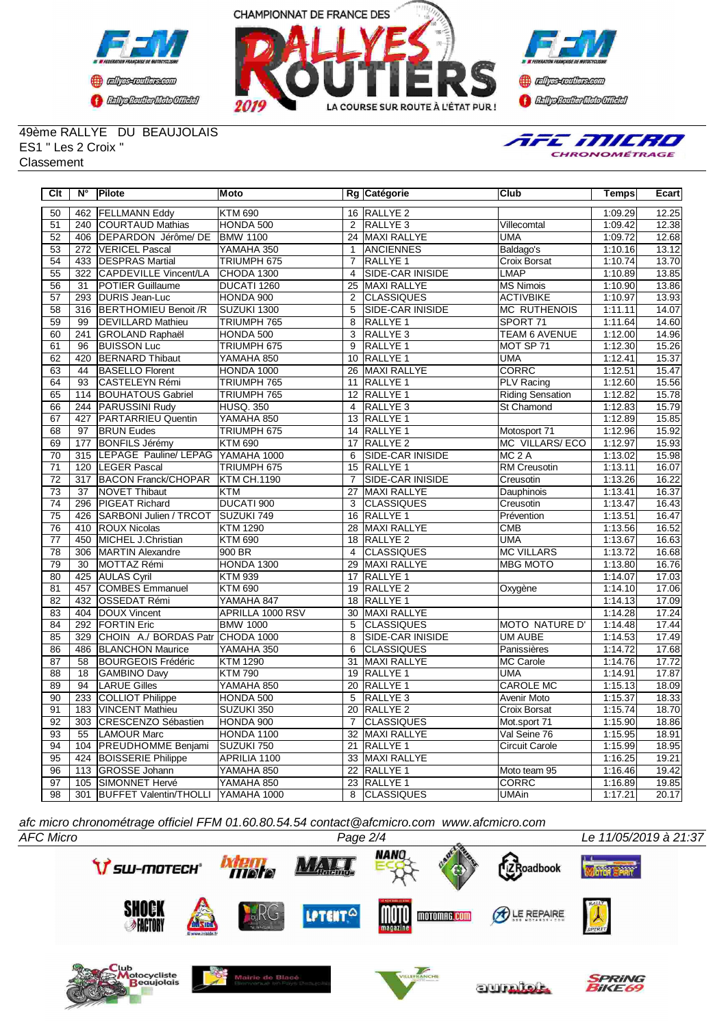49ème RALLYE DU BEAUJOLAIS
ES1 " Les 2 Croix "
Classement

| Clt | N° | Pilote | Moto | Rg | Catégorie | Club | Temps | Ecart |
|---|---|---|---|---|---|---|---|---|
| 50 | 462 | FELLMANN Eddy | KTM 690 | 16 | RALLYE 2 | | 1:09.29 | 12.25 |
| 51 | 240 | COURTAUD Mathias | HONDA 500 | 2 | RALLYE 3 | Villecomtal | 1:09.42 | 12.38 |
| 52 | 406 | DEPARDON Jérôme/ DE | BMW 1100 | 24 | MAXI RALLYE | UMA | 1:09.72 | 12.68 |
| 53 | 272 | VERICEL Pascal | YAMAHA 350 | 1 | ANCIENNES | Baldago's | 1:10.16 | 13.12 |
| 54 | 433 | DESPRAS Martial | TRIUMPH 675 | 7 | RALLYE 1 | Croix Borsat | 1:10.74 | 13.70 |
| 55 | 322 | CAPDEVILLE Vincent/LA | CHODA 1300 | 4 | SIDE-CAR INISIDE | LMAP | 1:10.89 | 13.85 |
| 56 | 31 | POTIER Guillaume | DUCATI 1260 | 25 | MAXI RALLYE | MS Nimois | 1:10.90 | 13.86 |
| 57 | 293 | DURIS Jean-Luc | HONDA 900 | 2 | CLASSIQUES | ACTIVBIKE | 1:10.97 | 13.93 |
| 58 | 316 | BERTHOMIEU Benoit /R | SUZUKI 1300 | 5 | SIDE-CAR INISIDE | MC RUTHENOIS | 1:11.11 | 14.07 |
| 59 | 99 | DEVILLARD Mathieu | TRIUMPH 765 | 8 | RALLYE 1 | SPORT 71 | 1:11.64 | 14.60 |
| 60 | 241 | GROLAND Raphaël | HONDA 500 | 3 | RALLYE 3 | TEAM 6 AVENUE | 1:12.00 | 14.96 |
| 61 | 96 | BUISSON Luc | TRIUMPH 675 | 9 | RALLYE 1 | MOT SP 71 | 1:12.30 | 15.26 |
| 62 | 420 | BERNARD Thibaut | YAMAHA 850 | 10 | RALLYE 1 | UMA | 1:12.41 | 15.37 |
| 63 | 44 | BASELLO Florent | HONDA 1000 | 26 | MAXI RALLYE | CORRC | 1:12.51 | 15.47 |
| 64 | 93 | CASTELEYN Rémi | TRIUMPH 765 | 11 | RALLYE 1 | PLV Racing | 1:12.60 | 15.56 |
| 65 | 114 | BOUHATOUS Gabriel | TRIUMPH 765 | 12 | RALLYE 1 | Riding Sensation | 1:12.82 | 15.78 |
| 66 | 244 | PARUSSINI Rudy | HUSQ. 350 | 4 | RALLYE 3 | St Chamond | 1:12.83 | 15.79 |
| 67 | 427 | PARTARRIEU Quentin | YAMAHA 850 | 13 | RALLYE 1 | | 1:12.89 | 15.85 |
| 68 | 97 | BRUN Eudes | TRIUMPH 675 | 14 | RALLYE 1 | Motosport 71 | 1:12.96 | 15.92 |
| 69 | 177 | BONFILS Jérémy | KTM 690 | 17 | RALLYE 2 | MC VILLARS/ ECO | 1:12.97 | 15.93 |
| 70 | 315 | LEPAGE Pauline/ LEPAG | YAMAHA 1000 | 6 | SIDE-CAR INISIDE | MC 2 A | 1:13.02 | 15.98 |
| 71 | 120 | LEGER Pascal | TRIUMPH 675 | 15 | RALLYE 1 | RM Creusotin | 1:13.11 | 16.07 |
| 72 | 317 | BACON Franck/CHOPAR | KTM CH.1190 | 7 | SIDE-CAR INISIDE | Creusotin | 1:13.26 | 16.22 |
| 73 | 37 | NOVET Thibaut | KTM | 27 | MAXI RALLYE | Dauphinois | 1:13.41 | 16.37 |
| 74 | 296 | PIGEAT Richard | DUCATI 900 | 3 | CLASSIQUES | Creusotin | 1:13.47 | 16.43 |
| 75 | 426 | SARBONI Julien / TRCOT | SUZUKI 749 | 16 | RALLYE 1 | Prévention | 1:13.51 | 16.47 |
| 76 | 410 | ROUX Nicolas | KTM 1290 | 28 | MAXI RALLYE | CMB | 1:13.56 | 16.52 |
| 77 | 450 | MICHEL J.Christian | KTM 690 | 18 | RALLYE 2 | UMA | 1:13.67 | 16.63 |
| 78 | 306 | MARTIN Alexandre | 900 BR | 4 | CLASSIQUES | MC VILLARS | 1:13.72 | 16.68 |
| 79 | 30 | MOTTAZ Rémi | HONDA 1300 | 29 | MAXI RALLYE | MBG MOTO | 1:13.80 | 16.76 |
| 80 | 425 | AULAS Cyril | KTM 939 | 17 | RALLYE 1 | | 1:14.07 | 17.03 |
| 81 | 457 | COMBES Emmanuel | KTM 690 | 19 | RALLYE 2 | Oxygène | 1:14.10 | 17.06 |
| 82 | 432 | OSSEDAT Rémi | YAMAHA 847 | 18 | RALLYE 1 | | 1:14.13 | 17.09 |
| 83 | 404 | DOUX Vincent | APRILLA 1000 RSV | 30 | MAXI RALLYE | | 1:14.28 | 17.24 |
| 84 | 292 | FORTIN Eric | BMW 1000 | 5 | CLASSIQUES | MOTO NATURE D' | 1:14.48 | 17.44 |
| 85 | 329 | CHOIN A./ BORDAS Patr | CHODA 1000 | 8 | SIDE-CAR INISIDE | UM AUBE | 1:14.53 | 17.49 |
| 86 | 486 | BLANCHON Maurice | YAMAHA 350 | 6 | CLASSIQUES | Panissières | 1:14.72 | 17.68 |
| 87 | 58 | BOURGEOIS Frédéric | KTM 1290 | 31 | MAXI RALLYE | MC Carole | 1:14.76 | 17.72 |
| 88 | 18 | GAMBINO Davy | KTM 790 | 19 | RALLYE 1 | UMA | 1:14.91 | 17.87 |
| 89 | 94 | LARUE Gilles | YAMAHA 850 | 20 | RALLYE 1 | CAROLE MC | 1:15.13 | 18.09 |
| 90 | 233 | COLLIOT Philippe | HONDA 500 | 5 | RALLYE 3 | Avenir Moto | 1:15.37 | 18.33 |
| 91 | 183 | VINCENT Mathieu | SUZUKI 350 | 20 | RALLYE 2 | Croix Borsat | 1:15.74 | 18.70 |
| 92 | 303 | CRESCENZO Sébastien | HONDA 900 | 7 | CLASSIQUES | Mot.sport 71 | 1:15.90 | 18.86 |
| 93 | 55 | LAMOUR Marc | HONDA 1100 | 32 | MAXI RALLYE | Val Seine 76 | 1:15.95 | 18.91 |
| 94 | 104 | PREUDHOMME Benjami | SUZUKI 750 | 21 | RALLYE 1 | Circuit Carole | 1:15.99 | 18.95 |
| 95 | 424 | BOISSERIE Philippe | APRILIA 1100 | 33 | MAXI RALLYE | | 1:16.25 | 19.21 |
| 96 | 113 | GROSSE Johann | YAMAHA 850 | 22 | RALLYE 1 | Moto team 95 | 1:16.46 | 19.42 |
| 97 | 105 | SIMONNET Hervé | YAMAHA 850 | 23 | RALLYE 1 | CORRC | 1:16.89 | 19.85 |
| 98 | 301 | BUFFET Valentin/THOLLI | YAMAHA 1000 | 8 | CLASSIQUES | UMAin | 1:17.21 | 20.17 |

*afc micro chronométrage officiel FFM 01.60.80.54.54 contact@afcmicro.com www.afcmicro.com*

*AFC Micro* — *Le 11/05/2019 à 21:37*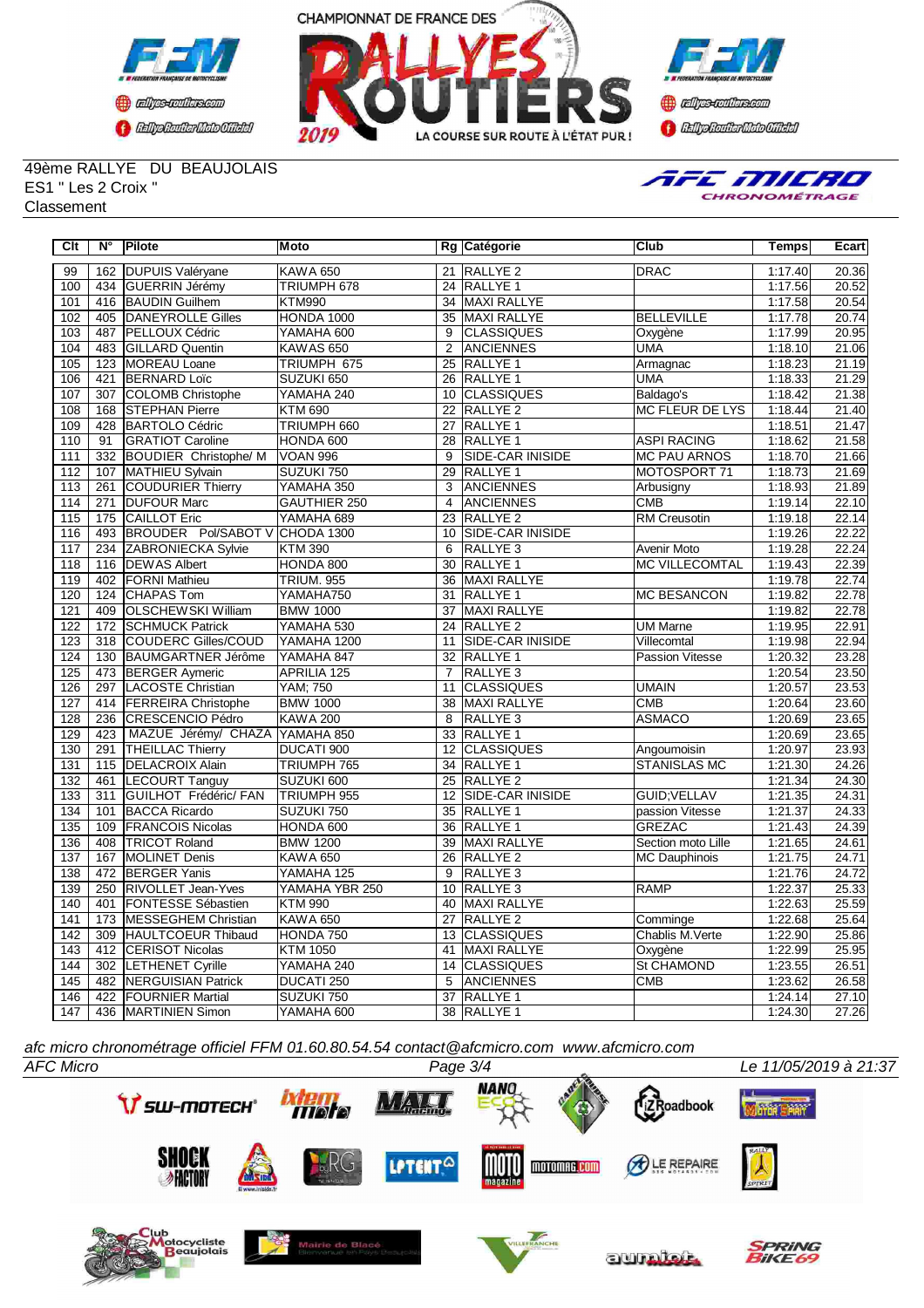49ème RALLYE DU BEAUJOLAIS
ES1 " Les 2 Croix "
Classement

| Clt | N° | Pilote | Moto | Rg | Catégorie | Club | Temps | Ecart |
|---|---|---|---|---|---|---|---|---|
| 99 | 162 | DUPUIS Valéryane | KAWA 650 | 21 | RALLYE 2 | DRAC | 1:17.40 | 20.36 |
| 100 | 434 | GUERRIN Jérémy | TRIUMPH 678 | 24 | RALLYE 1 | | 1:17.56 | 20.52 |
| 101 | 416 | BAUDIN Guilhem | KTM990 | 34 | MAXI RALLYE | | 1:17.58 | 20.54 |
| 102 | 405 | DANEYROLLE Gilles | HONDA 1000 | 35 | MAXI RALLYE | BELLEVILLE | 1:17.78 | 20.74 |
| 103 | 487 | PELLOUX Cédric | YAMAHA 600 | 9 | CLASSIQUES | Oxygène | 1:17.99 | 20.95 |
| 104 | 483 | GILLARD Quentin | KAWAS 650 | 2 | ANCIENNES | UMA | 1:18.10 | 21.06 |
| 105 | 123 | MOREAU Loane | TRIUMPH 675 | 25 | RALLYE 1 | Armagnac | 1:18.23 | 21.19 |
| 106 | 421 | BERNARD Loïc | SUZUKI 650 | 26 | RALLYE 1 | UMA | 1:18.33 | 21.29 |
| 107 | 307 | COLOMB Christophe | YAMAHA 240 | 10 | CLASSIQUES | Baldago's | 1:18.42 | 21.38 |
| 108 | 168 | STEPHAN Pierre | KTM 690 | 22 | RALLYE 2 | MC FLEUR DE LYS | 1:18.44 | 21.40 |
| 109 | 428 | BARTOLO Cédric | TRIUMPH 660 | 27 | RALLYE 1 | | 1:18.51 | 21.47 |
| 110 | 91 | GRATIOT Caroline | HONDA 600 | 28 | RALLYE 1 | ASPI RACING | 1:18.62 | 21.58 |
| 111 | 332 | BOUDIER Christophe/ M | VOAN 996 | 9 | SIDE-CAR INISIDE | MC PAU ARNOS | 1:18.70 | 21.66 |
| 112 | 107 | MATHIEU Sylvain | SUZUKI 750 | 29 | RALLYE 1 | MOTOSPORT 71 | 1:18.73 | 21.69 |
| 113 | 261 | COUDURIER Thierry | YAMAHA 350 | 3 | ANCIENNES | Arbusigny | 1:18.93 | 21.89 |
| 114 | 271 | DUFOUR Marc | GAUTHIER 250 | 4 | ANCIENNES | CMB | 1:19.14 | 22.10 |
| 115 | 175 | CAILLOT Eric | YAMAHA 689 | 23 | RALLYE 2 | RM Creusotin | 1:19.18 | 22.14 |
| 116 | 493 | BROUDER Pol/SABOT V | CHODA 1300 | 10 | SIDE-CAR INISIDE | | 1:19.26 | 22.22 |
| 117 | 234 | ZABRONIECKA Sylvie | KTM 390 | 6 | RALLYE 3 | Avenir Moto | 1:19.28 | 22.24 |
| 118 | 116 | DEWAS Albert | HONDA 800 | 30 | RALLYE 1 | MC VILLECOMTAL | 1:19.43 | 22.39 |
| 119 | 402 | FORNI Mathieu | TRIUM. 955 | 36 | MAXI RALLYE | | 1:19.78 | 22.74 |
| 120 | 124 | CHAPAS Tom | YAMAHA750 | 31 | RALLYE 1 | MC BESANCON | 1:19.82 | 22.78 |
| 121 | 409 | OLSCHEWSKI William | BMW 1000 | 37 | MAXI RALLYE | | 1:19.82 | 22.78 |
| 122 | 172 | SCHMUCK Patrick | YAMAHA 530 | 24 | RALLYE 2 | UM Marne | 1:19.95 | 22.91 |
| 123 | 318 | COUDERC Gilles/COUD | YAMAHA 1200 | 11 | SIDE-CAR INISIDE | Villecomtal | 1:19.98 | 22.94 |
| 124 | 130 | BAUMGARTNER Jérôme | YAMAHA 847 | 32 | RALLYE 1 | Passion Vitesse | 1:20.32 | 23.28 |
| 125 | 473 | BERGER Aymeric | APRILIA 125 | 7 | RALLYE 3 | | 1:20.54 | 23.50 |
| 126 | 297 | LACOSTE Christian | YAM; 750 | 11 | CLASSIQUES | UMAIN | 1:20.57 | 23.53 |
| 127 | 414 | FERREIRA Christophe | BMW 1000 | 38 | MAXI RALLYE | CMB | 1:20.64 | 23.60 |
| 128 | 236 | CRESCENCIO Pédro | KAWA 200 | 8 | RALLYE 3 | ASMACO | 1:20.69 | 23.65 |
| 129 | 423 | MAZUE Jérémy/ CHAZA | YAMAHA 850 | 33 | RALLYE 1 | | 1:20.69 | 23.65 |
| 130 | 291 | THEILLAC Thierry | DUCATI 900 | 12 | CLASSIQUES | Angoumoisin | 1:20.97 | 23.93 |
| 131 | 115 | DELACROIX Alain | TRIUMPH 765 | 34 | RALLYE 1 | STANISLAS MC | 1:21.30 | 24.26 |
| 132 | 461 | LECOURT Tanguy | SUZUKI 600 | 25 | RALLYE 2 | | 1:21.34 | 24.30 |
| 133 | 311 | GUILHOT Frédéric/ FAN | TRIUMPH 955 | 12 | SIDE-CAR INISIDE | GUID;VELLAV | 1:21.35 | 24.31 |
| 134 | 101 | BACCA Ricardo | SUZUKI 750 | 35 | RALLYE 1 | passion Vitesse | 1:21.37 | 24.33 |
| 135 | 109 | FRANCOIS Nicolas | HONDA 600 | 36 | RALLYE 1 | GREZAC | 1:21.43 | 24.39 |
| 136 | 408 | TRICOT Roland | BMW 1200 | 39 | MAXI RALLYE | Section moto Lille | 1:21.65 | 24.61 |
| 137 | 167 | MOLINET Denis | KAWA 650 | 26 | RALLYE 2 | MC Dauphinois | 1:21.75 | 24.71 |
| 138 | 472 | BERGER Yanis | YAMAHA 125 | 9 | RALLYE 3 | | 1:21.76 | 24.72 |
| 139 | 250 | RIVOLLET Jean-Yves | YAMAHA YBR 250 | 10 | RALLYE 3 | RAMP | 1:22.37 | 25.33 |
| 140 | 401 | FONTESSE Sébastien | KTM 990 | 40 | MAXI RALLYE | | 1:22.63 | 25.59 |
| 141 | 173 | MESSEGHEM Christian | KAWA 650 | 27 | RALLYE 2 | Comminge | 1:22.68 | 25.64 |
| 142 | 309 | HAULTCOEUR Thibaud | HONDA 750 | 13 | CLASSIQUES | Chablis M.Verte | 1:22.90 | 25.86 |
| 143 | 412 | CERISOT Nicolas | KTM 1050 | 41 | MAXI RALLYE | Oxygène | 1:22.99 | 25.95 |
| 144 | 302 | LETHENET Cyrille | YAMAHA 240 | 14 | CLASSIQUES | St CHAMOND | 1:23.55 | 26.51 |
| 145 | 482 | NERGUISIAN Patrick | DUCATI 250 | 5 | ANCIENNES | CMB | 1:23.62 | 26.58 |
| 146 | 422 | FOURNIER Martial | SUZUKI 750 | 37 | RALLYE 1 | | 1:24.14 | 27.10 |
| 147 | 436 | MARTINIEN Simon | YAMAHA 600 | 38 | RALLYE 1 | | 1:24.30 | 27.26 |

*afc micro chronométrage officiel FFM 01.60.80.54.54 contact@afcmicro.com www.afcmicro.com*

*AFC Micro* | Le 11/05/2019 à 21:37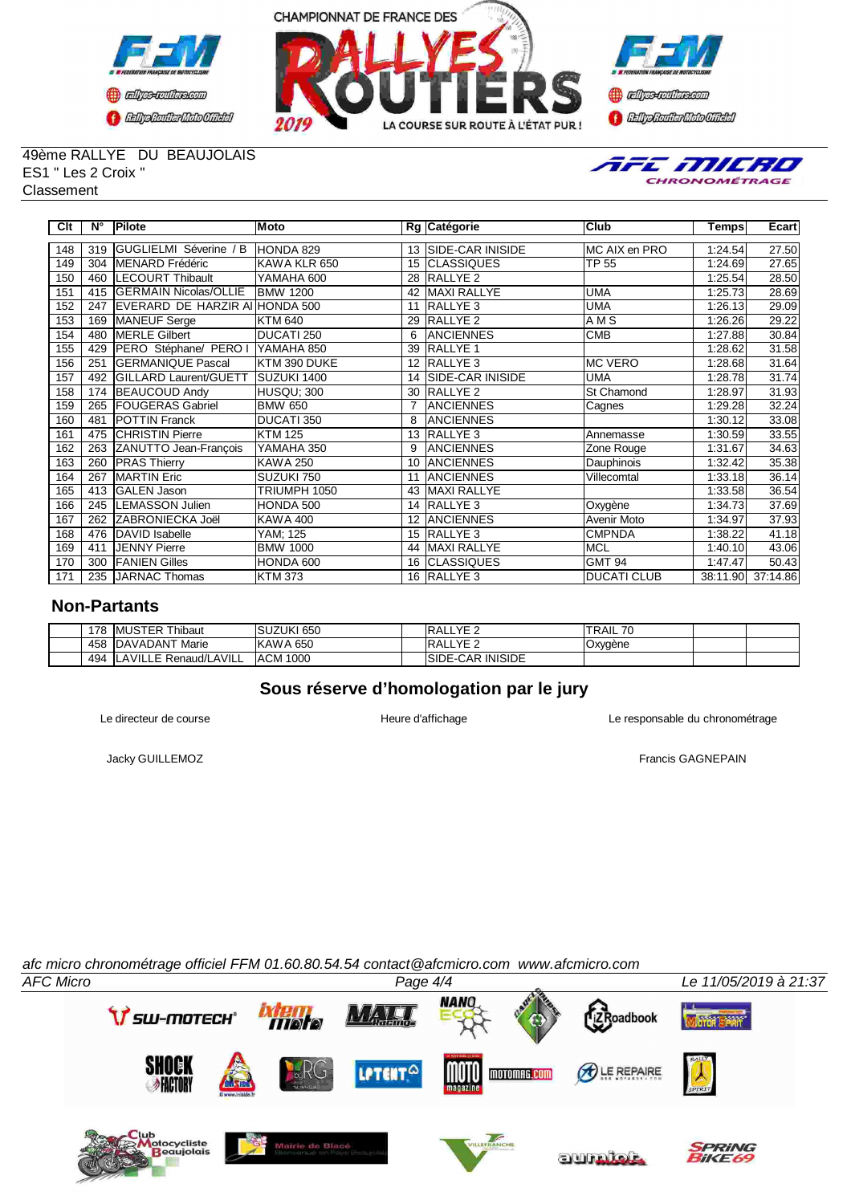CHAMPIONNAT DE FRANCE DES RALLYES ROUTIERS 2019

LA COURSE SUR ROUTE À L'ÉTAT PUR !

49ème RALLYE DU BEAUJOLAIS
ES1 " Les 2 Croix "
Classement

| Clt | N° | Pilote | Moto | Rg | Catégorie | Club | Temps | Ecart |
|---|---|---|---|---|---|---|---|---|
| 148 | 319 | GUGLIELMI Séverine / B | HONDA 829 | 13 | SIDE-CAR INISIDE | MC AIX en PRO | 1:24.54 | 27.50 |
| 149 | 304 | MENARD Frédéric | KAWA KLR 650 | 15 | CLASSIQUES | TP 55 | 1:24.69 | 27.65 |
| 150 | 460 | LECOURT Thibault | YAMAHA 600 | 28 | RALLYE 2 | | 1:25.54 | 28.50 |
| 151 | 415 | GERMAIN Nicolas/OLLIE | BMW 1200 | 42 | MAXI RALLYE | UMA | 1:25.73 | 28.69 |
| 152 | 247 | EVERARD DE HARZIR Al | HONDA 500 | 11 | RALLYE 3 | UMA | 1:26.13 | 29.09 |
| 153 | 169 | MANEUF Serge | KTM 640 | 29 | RALLYE 2 | A M S | 1:26.26 | 29.22 |
| 154 | 480 | MERLE Gilbert | DUCATI 250 | 6 | ANCIENNES | CMB | 1:27.88 | 30.84 |
| 155 | 429 | PERO Stéphane/ PERO I | YAMAHA 850 | 39 | RALLYE 1 | | 1:28.62 | 31.58 |
| 156 | 251 | GERMANIQUE Pascal | KTM 390 DUKE | 12 | RALLYE 3 | MC VERO | 1:28.68 | 31.64 |
| 157 | 492 | GILLARD Laurent/GUETT | SUZUKI 1400 | 14 | SIDE-CAR INISIDE | UMA | 1:28.78 | 31.74 |
| 158 | 174 | BEAUCOUD Andy | HUSQU; 300 | 30 | RALLYE 2 | St Chamond | 1:28.97 | 31.93 |
| 159 | 265 | FOUGERAS Gabriel | BMW 650 | 7 | ANCIENNES | Cagnes | 1:29.28 | 32.24 |
| 160 | 481 | POTTIN Franck | DUCATI 350 | 8 | ANCIENNES | | 1:30.12 | 33.08 |
| 161 | 475 | CHRISTIN Pierre | KTM 125 | 13 | RALLYE 3 | Annemasse | 1:30.59 | 33.55 |
| 162 | 263 | ZANUTTO Jean-François | YAMAHA 350 | 9 | ANCIENNES | Zone Rouge | 1:31.67 | 34.63 |
| 163 | 260 | PRAS Thierry | KAWA 250 | 10 | ANCIENNES | Dauphinois | 1:32.42 | 35.38 |
| 164 | 267 | MARTIN Eric | SUZUKI 750 | 11 | ANCIENNES | Villecomtal | 1:33.18 | 36.14 |
| 165 | 413 | GALEN Jason | TRIUMPH 1050 | 43 | MAXI RALLYE | | 1:33.58 | 36.54 |
| 166 | 245 | LEMASSON Julien | HONDA 500 | 14 | RALLYE 3 | Oxygène | 1:34.73 | 37.69 |
| 167 | 262 | ZABRONIECKA Joël | KAWA 400 | 12 | ANCIENNES | Avenir Moto | 1:34.97 | 37.93 |
| 168 | 476 | DAVID Isabelle | YAM; 125 | 15 | RALLYE 3 | CMPNDA | 1:38.22 | 41.18 |
| 169 | 411 | JENNY Pierre | BMW 1000 | 44 | MAXI RALLYE | MCL | 1:40.10 | 43.06 |
| 170 | 300 | FANIEN Gilles | HONDA 600 | 16 | CLASSIQUES | GMT 94 | 1:47.47 | 50.43 |
| 171 | 235 | JARNAC Thomas | KTM 373 | 16 | RALLYE 3 | DUCATI CLUB | 38:11.90 | 37:14.86 |

## Non-Partants

| | | | | | | | | |
|---|---|---|---|---|---|---|---|---|
| | 178 | MUSTER Thibaut | SUZUKI 650 | | RALLYE 2 | TRAIL 70 | | |
| | 458 | DAVADANT Marie | KAWA 650 | | RALLYE 2 | Oxygène | | |
| | 494 | LAVILLE Renaud/LAVILL | ACM 1000 | | SIDE-CAR INISIDE | | | |

## Sous réserve d'homologation par le jury

Le directeur de course — Heure d'affichage — Le responsable du chronométrage

Jacky GUILLEMOZ — Francis GAGNEPAIN

*afc micro chronométrage officiel FFM 01.60.80.54.54 contact@afcmicro.com www.afcmicro.com*

*AFC Micro* — *Le 11/05/2019 à 21:37*